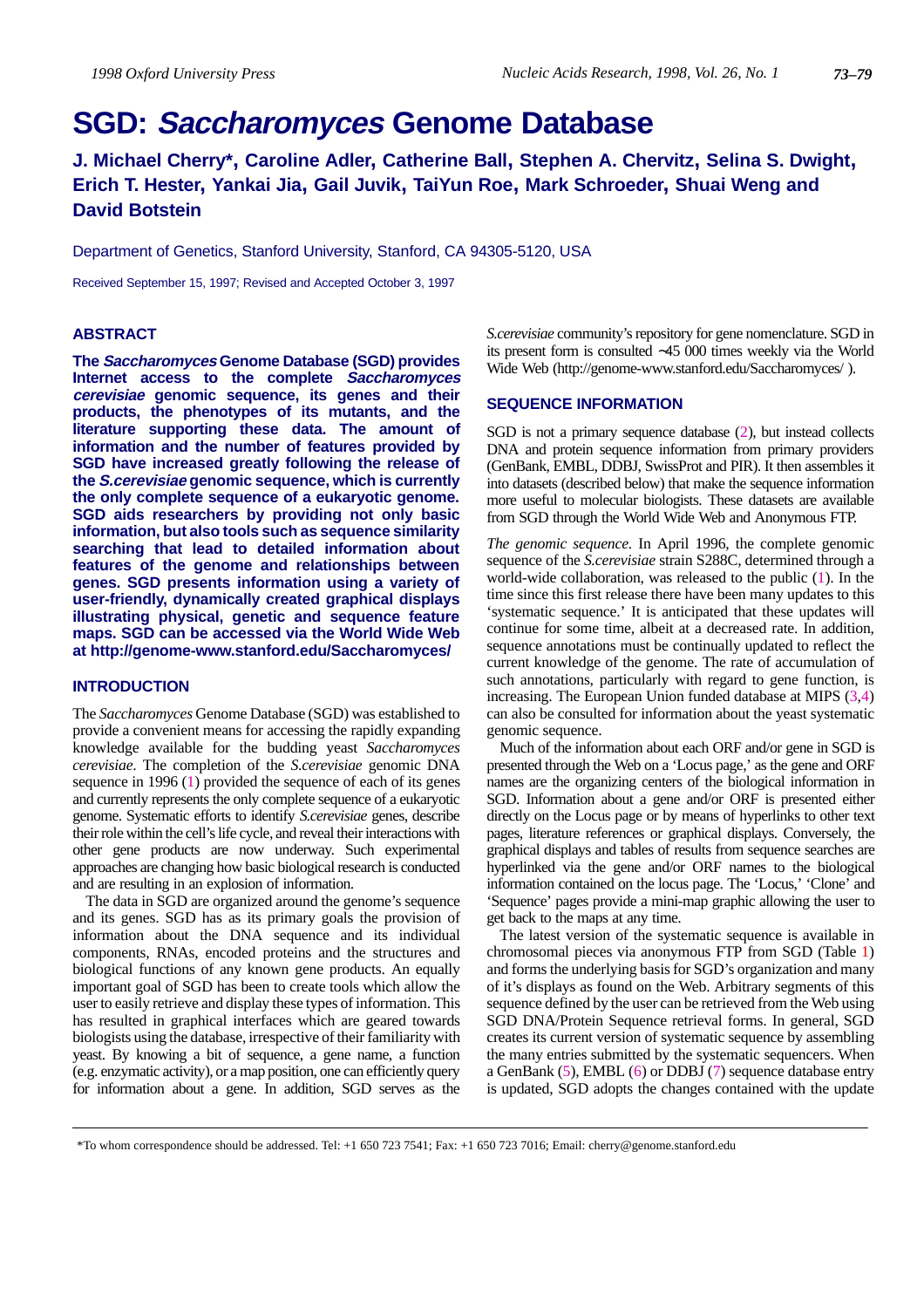# SGD: *Saccharomyces* Genome Database

**J. Michael Cherry\*, Caroline Adler, Catherine Ball, Stephen A. Chervitz, Selina S. Dwight, Erich T. Hester, Yankai Jia, Gail Juvik, TaiYun Roe, Mark Schroeder, Shuai Weng and David Botstein**

Department of Genetics, Stanford University, Stanford, CA 94305-5120, USA

Received September 15, 1997; Revised and Accepted October 3, 1997

## ABSTRACT

**The *Saccharomyces* Genome Database (SGD) provides Internet access to the complete *Saccharomyces cerevisiae* genomic sequence, its genes and their products, the phenotypes of its mutants, and the literature supporting these data. The amount of information and the number of features provided by SGD have increased greatly following the release of the *S.cerevisiae* genomic sequence, which is currently the only complete sequence of a eukaryotic genome. SGD aids researchers by providing not only basic information, but also tools such as sequence similarity searching that lead to detailed information about features of the genome and relationships between genes. SGD presents information using a variety of user-friendly, dynamically created graphical displays illustrating physical, genetic and sequence feature maps. SGD can be accessed via the World Wide Web at http://genome-www.stanford.edu/Saccharomyces/**

## INTRODUCTION

The *Saccharomyces* Genome Database (SGD) was established to provide a convenient means for accessing the rapidly expanding knowledge available for the budding yeast *Saccharomyces cerevisiae*. The completion of the *S.cerevisiae* genomic DNA sequence in 1996 (1) provided the sequence of each of its genes and currently represents the only complete sequence of a eukaryotic genome. Systematic efforts to identify *S.cerevisiae* genes, describe their role within the cell's life cycle, and reveal their interactions with other gene products are now underway. Such experimental approaches are changing how basic biological research is conducted and are resulting in an explosion of information.

The data in SGD are organized around the genome's sequence and its genes. SGD has as its primary goals the provision of information about the DNA sequence and its individual components, RNAs, encoded proteins and the structures and biological functions of any known gene products. An equally important goal of SGD has been to create tools which allow the user to easily retrieve and display these types of information. This has resulted in graphical interfaces which are geared towards biologists using the database, irrespective of their familiarity with yeast. By knowing a bit of sequence, a gene name, a function (e.g. enzymatic activity), or a map position, one can efficiently query for information about a gene. In addition, SGD serves as the *S.cerevisiae* community's repository for gene nomenclature. SGD in its present form is consulted ~45 000 times weekly via the World Wide Web (http://genome-www.stanford.edu/Saccharomyces/ ).

## SEQUENCE INFORMATION

SGD is not a primary sequence database (2), but instead collects DNA and protein sequence information from primary providers (GenBank, EMBL, DDBJ, SwissProt and PIR). It then assembles it into datasets (described below) that make the sequence information more useful to molecular biologists. These datasets are available from SGD through the World Wide Web and Anonymous FTP.

*The genomic sequence.* In April 1996, the complete genomic sequence of the *S.cerevisiae* strain S288C, determined through a world-wide collaboration, was released to the public (1). In the time since this first release there have been many updates to this 'systematic sequence.' It is anticipated that these updates will continue for some time, albeit at a decreased rate. In addition, sequence annotations must be continually updated to reflect the current knowledge of the genome. The rate of accumulation of such annotations, particularly with regard to gene function, is increasing. The European Union funded database at MIPS (3,4) can also be consulted for information about the yeast systematic genomic sequence.

Much of the information about each ORF and/or gene in SGD is presented through the Web on a 'Locus page,' as the gene and ORF names are the organizing centers of the biological information in SGD. Information about a gene and/or ORF is presented either directly on the Locus page or by means of hyperlinks to other text pages, literature references or graphical displays. Conversely, the graphical displays and tables of results from sequence searches are hyperlinked via the gene and/or ORF names to the biological information contained on the locus page. The 'Locus,' 'Clone' and 'Sequence' pages provide a mini-map graphic allowing the user to get back to the maps at any time.

The latest version of the systematic sequence is available in chromosomal pieces via anonymous FTP from SGD (Table 1) and forms the underlying basis for SGD's organization and many of it's displays as found on the Web. Arbitrary segments of this sequence defined by the user can be retrieved from the Web using SGD DNA/Protein Sequence retrieval forms. In general, SGD creates its current version of systematic sequence by assembling the many entries submitted by the systematic sequencers. When a GenBank (5), EMBL (6) or DDBJ (7) sequence database entry is updated, SGD adopts the changes contained with the update

\*To whom correspondence should be addressed. Tel: +1 650 723 7541; Fax: +1 650 723 7016; Email: cherry@genome.stanford.edu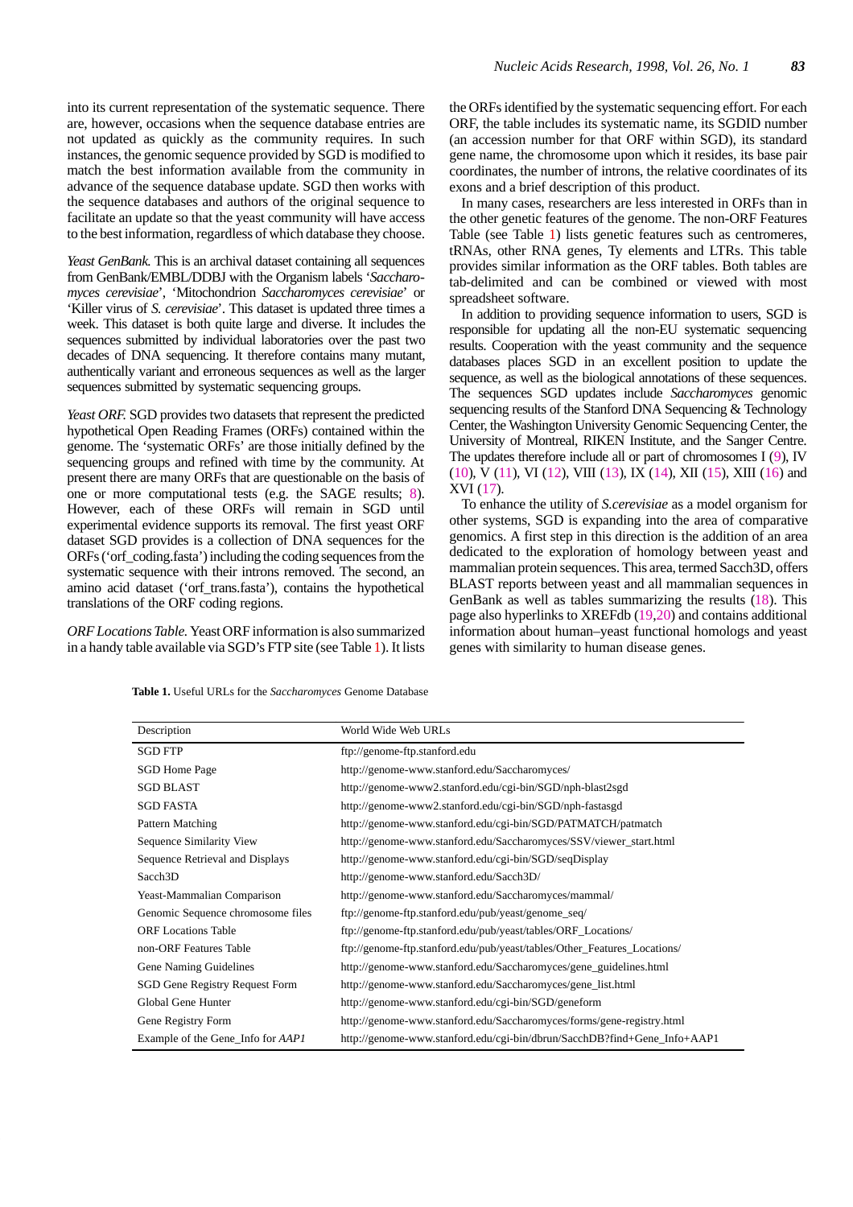into its current representation of the systematic sequence. There are, however, occasions when the sequence database entries are not updated as quickly as the community requires. In such instances, the genomic sequence provided by SGD is modified to match the best information available from the community in advance of the sequence database update. SGD then works with the sequence databases and authors of the original sequence to facilitate an update so that the yeast community will have access to the best information, regardless of which database they choose.

*Yeast GenBank.* This is an archival dataset containing all sequences from GenBank/EMBL/DDBJ with the Organism labels '*Saccharomyces cerevisiae*', 'Mitochondrion *Saccharomyces cerevisiae*' or 'Killer virus of *S. cerevisiae*'. This dataset is updated three times a week. This dataset is both quite large and diverse. It includes the sequences submitted by individual laboratories over the past two decades of DNA sequencing. It therefore contains many mutant, authentically variant and erroneous sequences as well as the larger sequences submitted by systematic sequencing groups.

*Yeast ORF.* SGD provides two datasets that represent the predicted hypothetical Open Reading Frames (ORFs) contained within the genome. The 'systematic ORFs' are those initially defined by the sequencing groups and refined with time by the community. At present there are many ORFs that are questionable on the basis of one or more computational tests (e.g. the SAGE results; 8). However, each of these ORFs will remain in SGD until experimental evidence supports its removal. The first yeast ORF dataset SGD provides is a collection of DNA sequences for the ORFs ('orf_coding.fasta') including the coding sequences from the systematic sequence with their introns removed. The second, an amino acid dataset ('orf_trans.fasta'), contains the hypothetical translations of the ORF coding regions.

*ORF Locations Table.* Yeast ORF information is also summarized in a handy table available via SGD's FTP site (see Table 1). It lists the ORFs identified by the systematic sequencing effort. For each ORF, the table includes its systematic name, its SGDID number (an accession number for that ORF within SGD), its standard gene name, the chromosome upon which it resides, its base pair coordinates, the number of introns, the relative coordinates of its exons and a brief description of this product.

In many cases, researchers are less interested in ORFs than in the other genetic features of the genome. The non-ORF Features Table (see Table 1) lists genetic features such as centromeres, tRNAs, other RNA genes, Ty elements and LTRs. This table provides similar information as the ORF tables. Both tables are tab-delimited and can be combined or viewed with most spreadsheet software.

In addition to providing sequence information to users, SGD is responsible for updating all the non-EU systematic sequencing results. Cooperation with the yeast community and the sequence databases places SGD in an excellent position to update the sequence, as well as the biological annotations of these sequences. The sequences SGD updates include *Saccharomyces* genomic sequencing results of the Stanford DNA Sequencing & Technology Center, the Washington University Genomic Sequencing Center, the University of Montreal, RIKEN Institute, and the Sanger Centre. The updates therefore include all or part of chromosomes I (9), IV (10), V (11), VI (12), VIII (13), IX (14), XII (15), XIII (16) and XVI (17).

To enhance the utility of *S.cerevisiae* as a model organism for other systems, SGD is expanding into the area of comparative genomics. A first step in this direction is the addition of an area dedicated to the exploration of homology between yeast and mammalian protein sequences. This area, termed Sacch3D, offers BLAST reports between yeast and all mammalian sequences in GenBank as well as tables summarizing the results (18). This page also hyperlinks to XREFdb (19,20) and contains additional information about human–yeast functional homologs and yeast genes with similarity to human disease genes.

**Table 1.** Useful URLs for the *Saccharomyces* Genome Database

| Description | World Wide Web URLs |
|---|---|
| SGD FTP | ftp://genome-ftp.stanford.edu |
| SGD Home Page | http://genome-www.stanford.edu/Saccharomyces/ |
| SGD BLAST | http://genome-www2.stanford.edu/cgi-bin/SGD/nph-blast2sgd |
| SGD FASTA | http://genome-www2.stanford.edu/cgi-bin/SGD/nph-fastasgd |
| Pattern Matching | http://genome-www.stanford.edu/cgi-bin/SGD/PATMATCH/patmatch |
| Sequence Similarity View | http://genome-www.stanford.edu/Saccharomyces/SSV/viewer_start.html |
| Sequence Retrieval and Displays | http://genome-www.stanford.edu/cgi-bin/SGD/seqDisplay |
| Sacch3D | http://genome-www.stanford.edu/Sacch3D/ |
| Yeast-Mammalian Comparison | http://genome-www.stanford.edu/Saccharomyces/mammal/ |
| Genomic Sequence chromosome files | ftp://genome-ftp.stanford.edu/pub/yeast/genome_seq/ |
| ORF Locations Table | ftp://genome-ftp.stanford.edu/pub/yeast/tables/ORF_Locations/ |
| non-ORF Features Table | ftp://genome-ftp.stanford.edu/pub/yeast/tables/Other_Features_Locations/ |
| Gene Naming Guidelines | http://genome-www.stanford.edu/Saccharomyces/gene_guidelines.html |
| SGD Gene Registry Request Form | http://genome-www.stanford.edu/Saccharomyces/gene_list.html |
| Global Gene Hunter | http://genome-www.stanford.edu/cgi-bin/SGD/geneform |
| Gene Registry Form | http://genome-www.stanford.edu/Saccharomyces/forms/gene-registry.html |
| Example of the Gene_Info for *AAP1* | http://genome-www.stanford.edu/cgi-bin/dbrun/SacchDB?find+Gene_Info+AAP1 |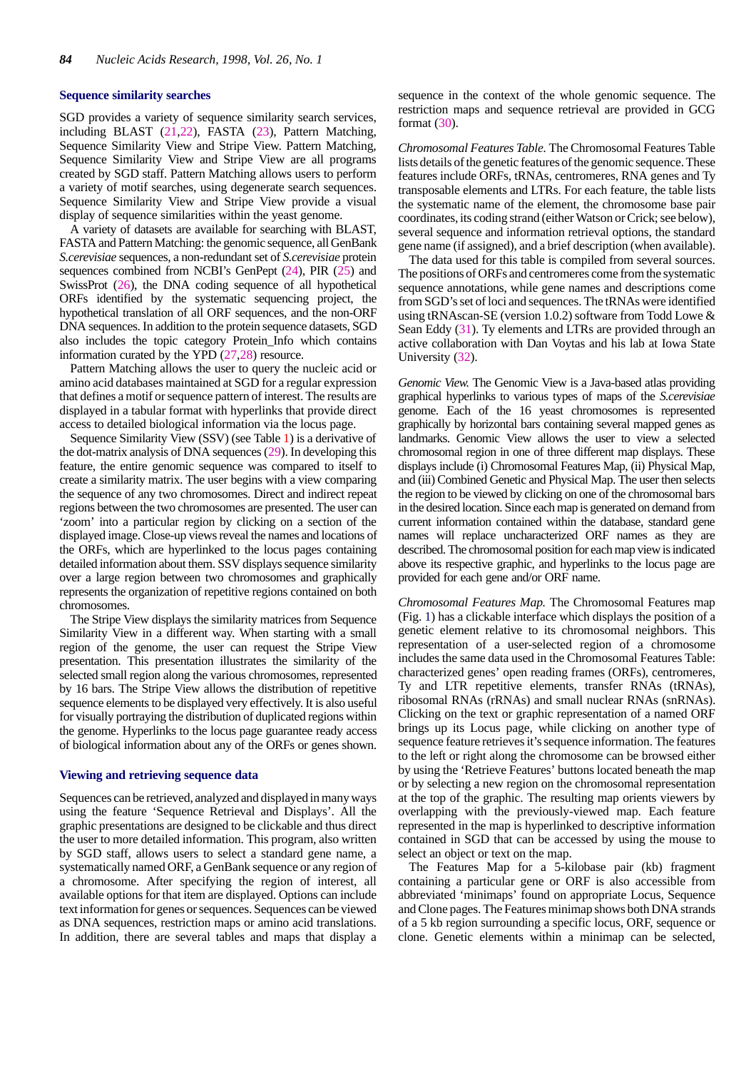## Sequence similarity searches

SGD provides a variety of sequence similarity search services, including BLAST (21,22), FASTA (23), Pattern Matching, Sequence Similarity View and Stripe View. Pattern Matching, Sequence Similarity View and Stripe View are all programs created by SGD staff. Pattern Matching allows users to perform a variety of motif searches, using degenerate search sequences. Sequence Similarity View and Stripe View provide a visual display of sequence similarities within the yeast genome.

A variety of datasets are available for searching with BLAST, FASTA and Pattern Matching: the genomic sequence, all GenBank *S.cerevisiae* sequences, a non-redundant set of *S.cerevisiae* protein sequences combined from NCBI's GenPept (24), PIR (25) and SwissProt (26), the DNA coding sequence of all hypothetical ORFs identified by the systematic sequencing project, the hypothetical translation of all ORF sequences, and the non-ORF DNA sequences. In addition to the protein sequence datasets, SGD also includes the topic category Protein_Info which contains information curated by the YPD (27,28) resource.

Pattern Matching allows the user to query the nucleic acid or amino acid databases maintained at SGD for a regular expression that defines a motif or sequence pattern of interest. The results are displayed in a tabular format with hyperlinks that provide direct access to detailed biological information via the locus page.

Sequence Similarity View (SSV) (see Table 1) is a derivative of the dot-matrix analysis of DNA sequences (29). In developing this feature, the entire genomic sequence was compared to itself to create a similarity matrix. The user begins with a view comparing the sequence of any two chromosomes. Direct and indirect repeat regions between the two chromosomes are presented. The user can 'zoom' into a particular region by clicking on a section of the displayed image. Close-up views reveal the names and locations of the ORFs, which are hyperlinked to the locus pages containing detailed information about them. SSV displays sequence similarity over a large region between two chromosomes and graphically represents the organization of repetitive regions contained on both chromosomes.

The Stripe View displays the similarity matrices from Sequence Similarity View in a different way. When starting with a small region of the genome, the user can request the Stripe View presentation. This presentation illustrates the similarity of the selected small region along the various chromosomes, represented by 16 bars. The Stripe View allows the distribution of repetitive sequence elements to be displayed very effectively. It is also useful for visually portraying the distribution of duplicated regions within the genome. Hyperlinks to the locus page guarantee ready access of biological information about any of the ORFs or genes shown.

## Viewing and retrieving sequence data

Sequences can be retrieved, analyzed and displayed in many ways using the feature 'Sequence Retrieval and Displays'. All the graphic presentations are designed to be clickable and thus direct the user to more detailed information. This program, also written by SGD staff, allows users to select a standard gene name, a systematically named ORF, a GenBank sequence or any region of a chromosome. After specifying the region of interest, all available options for that item are displayed. Options can include text information for genes or sequences. Sequences can be viewed as DNA sequences, restriction maps or amino acid translations. In addition, there are several tables and maps that display a sequence in the context of the whole genomic sequence. The restriction maps and sequence retrieval are provided in GCG format (30).

*Chromosomal Features Table.* The Chromosomal Features Table lists details of the genetic features of the genomic sequence. These features include ORFs, tRNAs, centromeres, RNA genes and Ty transposable elements and LTRs. For each feature, the table lists the systematic name of the element, the chromosome base pair coordinates, its coding strand (either Watson or Crick; see below), several sequence and information retrieval options, the standard gene name (if assigned), and a brief description (when available).

The data used for this table is compiled from several sources. The positions of ORFs and centromeres come from the systematic sequence annotations, while gene names and descriptions come from SGD's set of loci and sequences. The tRNAs were identified using tRNAscan-SE (version 1.0.2) software from Todd Lowe & Sean Eddy (31). Ty elements and LTRs are provided through an active collaboration with Dan Voytas and his lab at Iowa State University (32).

*Genomic View.* The Genomic View is a Java-based atlas providing graphical hyperlinks to various types of maps of the *S.cerevisiae* genome. Each of the 16 yeast chromosomes is represented graphically by horizontal bars containing several mapped genes as landmarks. Genomic View allows the user to view a selected chromosomal region in one of three different map displays. These displays include (i) Chromosomal Features Map, (ii) Physical Map, and (iii) Combined Genetic and Physical Map. The user then selects the region to be viewed by clicking on one of the chromosomal bars in the desired location. Since each map is generated on demand from current information contained within the database, standard gene names will replace uncharacterized ORF names as they are described. The chromosomal position for each map view is indicated above its respective graphic, and hyperlinks to the locus page are provided for each gene and/or ORF name.

*Chromosomal Features Map.* The Chromosomal Features map (Fig. 1) has a clickable interface which displays the position of a genetic element relative to its chromosomal neighbors. This representation of a user-selected region of a chromosome includes the same data used in the Chromosomal Features Table: characterized genes' open reading frames (ORFs), centromeres, Ty and LTR repetitive elements, transfer RNAs (tRNAs), ribosomal RNAs (rRNAs) and small nuclear RNAs (snRNAs). Clicking on the text or graphic representation of a named ORF brings up its Locus page, while clicking on another type of sequence feature retrieves it's sequence information. The features to the left or right along the chromosome can be browsed either by using the 'Retrieve Features' buttons located beneath the map or by selecting a new region on the chromosomal representation at the top of the graphic. The resulting map orients viewers by overlapping with the previously-viewed map. Each feature represented in the map is hyperlinked to descriptive information contained in SGD that can be accessed by using the mouse to select an object or text on the map.

The Features Map for a 5-kilobase pair (kb) fragment containing a particular gene or ORF is also accessible from abbreviated 'minimaps' found on appropriate Locus, Sequence and Clone pages. The Features minimap shows both DNA strands of a 5 kb region surrounding a specific locus, ORF, sequence or clone. Genetic elements within a minimap can be selected,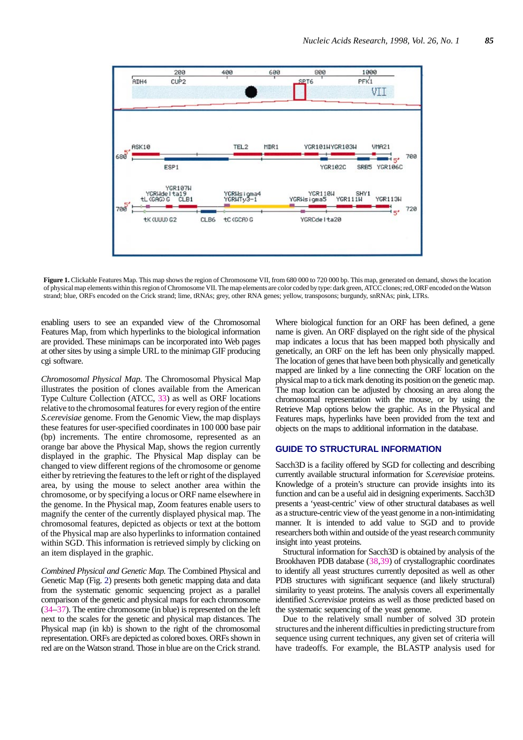200 400 600 800 1000
ADH4 CUP2 SPT6 PFK1
VII

ASK10 TEL2 MDR1 YGR101W YGR103W VMA21
680 5' 5' 700
ESP1 YGR102C SRB5 YGR106C

YGR107W
YGRWdelta19 YGRWsigma4 YGR110W SHY1
tL(GAG)G CLB1 YGRWTy3-1 YGRWsigma5 YGR111W YGR113W
700 5' 5' 720
tK(UUU)G2 CLB6 tC(GCA)G YGRCdelta20

**Figure 1.** Clickable Features Map. This map shows the region of Chromosome VII, from 680 000 to 720 000 bp. This map, generated on demand, shows the location of physical map elements within this region of Chromosome VII. The map elements are color coded by type: dark green, ATCC clones; red, ORF encoded on the Watson strand; blue, ORFs encoded on the Crick strand; lime, tRNAs; grey, other RNA genes; yellow, transposons; burgundy, snRNAs; pink, LTRs.

enabling users to see an expanded view of the Chromosomal Features Map, from which hyperlinks to the biological information are provided. These minimaps can be incorporated into Web pages at other sites by using a simple URL to the minimap GIF producing cgi software.

*Chromosomal Physical Map.* The Chromosomal Physical Map illustrates the position of clones available from the American Type Culture Collection (ATCC, 33) as well as ORF locations relative to the chromosomal features for every region of the entire *S.cerevisiae* genome. From the Genomic View, the map displays these features for user-specified coordinates in 100 000 base pair (bp) increments. The entire chromosome, represented as an orange bar above the Physical Map, shows the region currently displayed in the graphic. The Physical Map display can be changed to view different regions of the chromosome or genome either by retrieving the features to the left or right of the displayed area, by using the mouse to select another area within the chromosome, or by specifying a locus or ORF name elsewhere in the genome. In the Physical map, Zoom features enable users to magnify the center of the currently displayed physical map. The chromosomal features, depicted as objects or text at the bottom of the Physical map are also hyperlinks to information contained within SGD. This information is retrieved simply by clicking on an item displayed in the graphic.

*Combined Physical and Genetic Map.* The Combined Physical and Genetic Map (Fig. 2) presents both genetic mapping data and data from the systematic genomic sequencing project as a parallel comparison of the genetic and physical maps for each chromosome (34–37). The entire chromosome (in blue) is represented on the left next to the scales for the genetic and physical map distances. The Physical map (in kb) is shown to the right of the chromosomal representation. ORFs are depicted as colored boxes. ORFs shown in red are on the Watson strand. Those in blue are on the Crick strand. Where biological function for an ORF has been defined, a gene name is given. An ORF displayed on the right side of the physical map indicates a locus that has been mapped both physically and genetically, an ORF on the left has been only physically mapped. The location of genes that have been both physically and genetically mapped are linked by a line connecting the ORF location on the physical map to a tick mark denoting its position on the genetic map. The map location can be adjusted by choosing an area along the chromosomal representation with the mouse, or by using the Retrieve Map options below the graphic. As in the Physical and Features maps, hyperlinks have been provided from the text and objects on the maps to additional information in the database.

## GUIDE TO STRUCTURAL INFORMATION

Sacch3D is a facility offered by SGD for collecting and describing currently available structural information for *S.cerevisiae* proteins. Knowledge of a protein's structure can provide insights into its function and can be a useful aid in designing experiments. Sacch3D presents a 'yeast-centric' view of other structural databases as well as a structure-centric view of the yeast genome in a non-intimidating manner. It is intended to add value to SGD and to provide researchers both within and outside of the yeast research community insight into yeast proteins.

Structural information for Sacch3D is obtained by analysis of the Brookhaven PDB database (38,39) of crystallographic coordinates to identify all yeast structures currently deposited as well as other PDB structures with significant sequence (and likely structural) similarity to yeast proteins. The analysis covers all experimentally identified *S.cerevisiae* proteins as well as those predicted based on the systematic sequencing of the yeast genome.

Due to the relatively small number of solved 3D protein structures and the inherent difficulties in predicting structure from sequence using current techniques, any given set of criteria will have tradeoffs. For example, the BLASTP analysis used for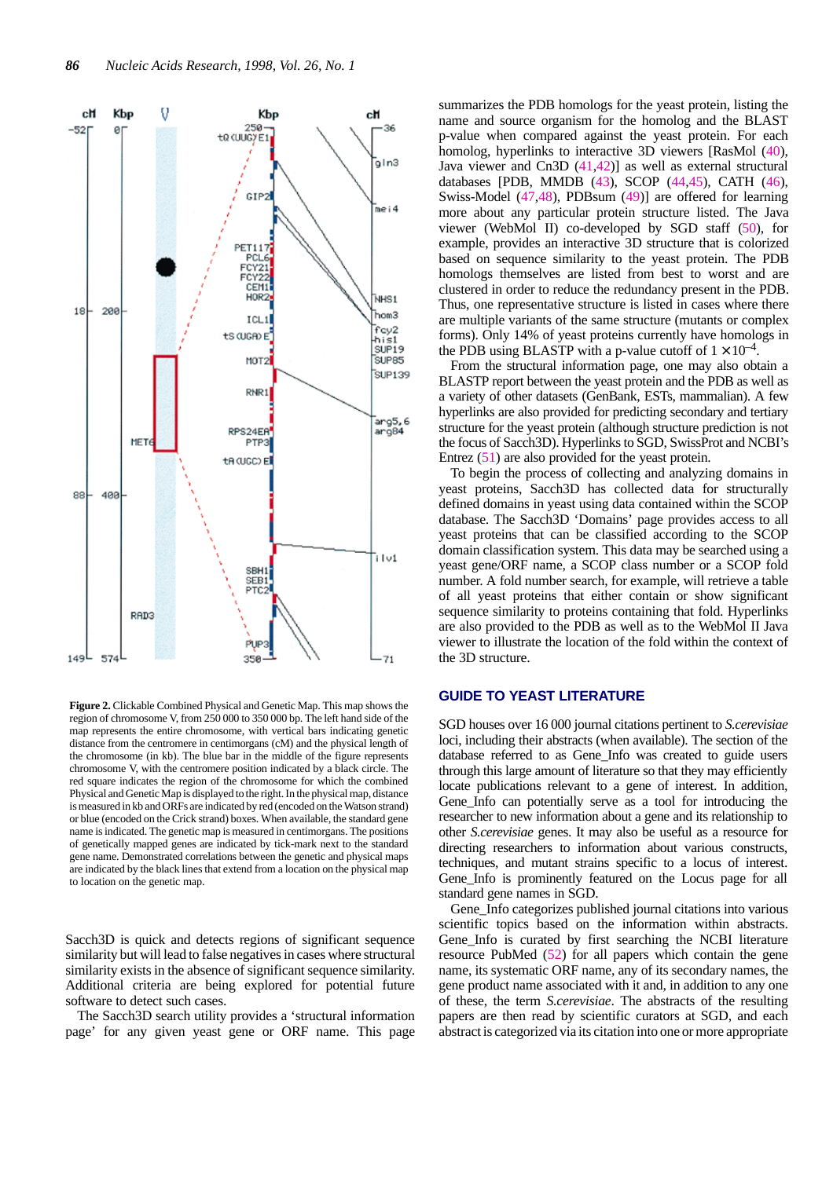**Figure 2.** Clickable Combined Physical and Genetic Map. This map shows the region of chromosome V, from 250 000 to 350 000 bp. The left hand side of the map represents the entire chromosome, with vertical bars indicating genetic distance from the centromere in centimorgans (cM) and the physical length of the chromosome (in kb). The blue bar in the middle of the figure represents chromosome V, with the centromere position indicated by a black circle. The red square indicates the region of the chromosome for which the combined Physical and Genetic Map is displayed to the right. In the physical map, distance is measured in kb and ORFs are indicated by red (encoded on the Watson strand) or blue (encoded on the Crick strand) boxes. When available, the standard gene name is indicated. The genetic map is measured in centimorgans. The positions of genetically mapped genes are indicated by tick-mark next to the standard gene name. Demonstrated correlations between the genetic and physical maps are indicated by the black lines that extend from a location on the physical map to location on the genetic map.

Sacch3D is quick and detects regions of significant sequence similarity but will lead to false negatives in cases where structural similarity exists in the absence of significant sequence similarity. Additional criteria are being explored for potential future software to detect such cases.

The Sacch3D search utility provides a 'structural information page' for any given yeast gene or ORF name. This page summarizes the PDB homologs for the yeast protein, listing the name and source organism for the homolog and the BLAST p-value when compared against the yeast protein. For each homolog, hyperlinks to interactive 3D viewers [RasMol (40), Java viewer and Cn3D (41,42)] as well as external structural databases [PDB, MMDB (43), SCOP (44,45), CATH (46), Swiss-Model (47,48), PDBsum (49)] are offered for learning more about any particular protein structure listed. The Java viewer (WebMol II) co-developed by SGD staff (50), for example, provides an interactive 3D structure that is colorized based on sequence similarity to the yeast protein. The PDB homologs themselves are listed from best to worst and are clustered in order to reduce the redundancy present in the PDB. Thus, one representative structure is listed in cases where there are multiple variants of the same structure (mutants or complex forms). Only 14% of yeast proteins currently have homologs in the PDB using BLASTP with a p-value cutoff of $1 \times 10^{-4}$.

From the structural information page, one may also obtain a BLASTP report between the yeast protein and the PDB as well as a variety of other datasets (GenBank, ESTs, mammalian). A few hyperlinks are also provided for predicting secondary and tertiary structure for the yeast protein (although structure prediction is not the focus of Sacch3D). Hyperlinks to SGD, SwissProt and NCBI's Entrez (51) are also provided for the yeast protein.

To begin the process of collecting and analyzing domains in yeast proteins, Sacch3D has collected data for structurally defined domains in yeast using data contained within the SCOP database. The Sacch3D 'Domains' page provides access to all yeast proteins that can be classified according to the SCOP domain classification system. This data may be searched using a yeast gene/ORF name, a SCOP class number or a SCOP fold number. A fold number search, for example, will retrieve a table of all yeast proteins that either contain or show significant sequence similarity to proteins containing that fold. Hyperlinks are also provided to the PDB as well as to the WebMol II Java viewer to illustrate the location of the fold within the context of the 3D structure.

## GUIDE TO YEAST LITERATURE

SGD houses over 16 000 journal citations pertinent to *S.cerevisiae* loci, including their abstracts (when available). The section of the database referred to as Gene_Info was created to guide users through this large amount of literature so that they may efficiently locate publications relevant to a gene of interest. In addition, Gene_Info can potentially serve as a tool for introducing the researcher to new information about a gene and its relationship to other *S.cerevisiae* genes. It may also be useful as a resource for directing researchers to information about various constructs, techniques, and mutant strains specific to a locus of interest. Gene_Info is prominently featured on the Locus page for all standard gene names in SGD.

Gene_Info categorizes published journal citations into various scientific topics based on the information within abstracts. Gene_Info is curated by first searching the NCBI literature resource PubMed (52) for all papers which contain the gene name, its systematic ORF name, any of its secondary names, the gene product name associated with it and, in addition to any one of these, the term *S.cerevisiae*. The abstracts of the resulting papers are then read by scientific curators at SGD, and each abstract is categorized via its citation into one or more appropriate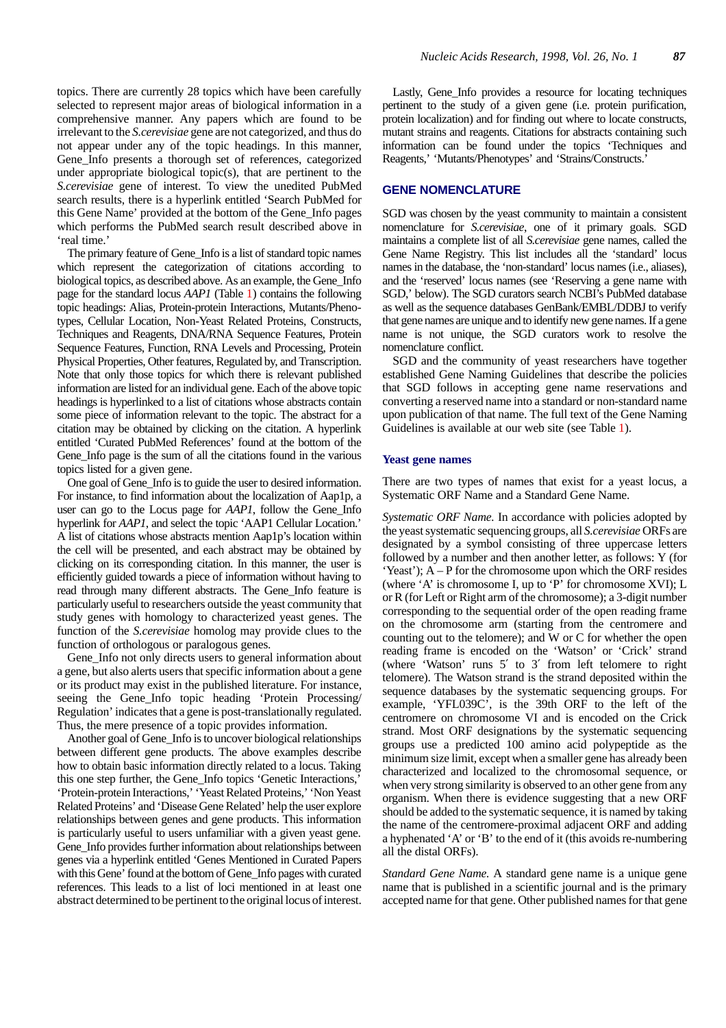topics. There are currently 28 topics which have been carefully selected to represent major areas of biological information in a comprehensive manner. Any papers which are found to be irrelevant to the *S.cerevisiae* gene are not categorized, and thus do not appear under any of the topic headings. In this manner, Gene_Info presents a thorough set of references, categorized under appropriate biological topic(s), that are pertinent to the *S.cerevisiae* gene of interest. To view the unedited PubMed search results, there is a hyperlink entitled 'Search PubMed for this Gene Name' provided at the bottom of the Gene_Info pages which performs the PubMed search result described above in 'real time.'

The primary feature of Gene_Info is a list of standard topic names which represent the categorization of citations according to biological topics, as described above. As an example, the Gene_Info page for the standard locus *AAP1* (Table 1) contains the following topic headings: Alias, Protein-protein Interactions, Mutants/Phenotypes, Cellular Location, Non-Yeast Related Proteins, Constructs, Techniques and Reagents, DNA/RNA Sequence Features, Protein Sequence Features, Function, RNA Levels and Processing, Protein Physical Properties, Other features, Regulated by, and Transcription. Note that only those topics for which there is relevant published information are listed for an individual gene. Each of the above topic headings is hyperlinked to a list of citations whose abstracts contain some piece of information relevant to the topic. The abstract for a citation may be obtained by clicking on the citation. A hyperlink entitled 'Curated PubMed References' found at the bottom of the Gene_Info page is the sum of all the citations found in the various topics listed for a given gene.

One goal of Gene_Info is to guide the user to desired information. For instance, to find information about the localization of Aap1p, a user can go to the Locus page for *AAP1*, follow the Gene_Info hyperlink for *AAP1*, and select the topic 'AAP1 Cellular Location.' A list of citations whose abstracts mention Aap1p's location within the cell will be presented, and each abstract may be obtained by clicking on its corresponding citation. In this manner, the user is efficiently guided towards a piece of information without having to read through many different abstracts. The Gene_Info feature is particularly useful to researchers outside the yeast community that study genes with homology to characterized yeast genes. The function of the *S.cerevisiae* homolog may provide clues to the function of orthologous or paralogous genes.

Gene_Info not only directs users to general information about a gene, but also alerts users that specific information about a gene or its product may exist in the published literature. For instance, seeing the Gene_Info topic heading 'Protein Processing/Regulation' indicates that a gene is post-translationally regulated. Thus, the mere presence of a topic provides information.

Another goal of Gene_Info is to uncover biological relationships between different gene products. The above examples describe how to obtain basic information directly related to a locus. Taking this one step further, the Gene_Info topics 'Genetic Interactions,' 'Protein-protein Interactions,' 'Yeast Related Proteins,' 'Non Yeast Related Proteins' and 'Disease Gene Related' help the user explore relationships between genes and gene products. This information is particularly useful to users unfamiliar with a given yeast gene. Gene_Info provides further information about relationships between genes via a hyperlink entitled 'Genes Mentioned in Curated Papers with this Gene' found at the bottom of Gene_Info pages with curated references. This leads to a list of loci mentioned in at least one abstract determined to be pertinent to the original locus of interest.

Lastly, Gene_Info provides a resource for locating techniques pertinent to the study of a given gene (i.e. protein purification, protein localization) and for finding out where to locate constructs, mutant strains and reagents. Citations for abstracts containing such information can be found under the topics 'Techniques and Reagents,' 'Mutants/Phenotypes' and 'Strains/Constructs.'

## GENE NOMENCLATURE

SGD was chosen by the yeast community to maintain a consistent nomenclature for *S.cerevisiae*, one of it primary goals. SGD maintains a complete list of all *S.cerevisiae* gene names, called the Gene Name Registry. This list includes all the 'standard' locus names in the database, the 'non-standard' locus names (i.e., aliases), and the 'reserved' locus names (see 'Reserving a gene name with SGD,' below). The SGD curators search NCBI's PubMed database as well as the sequence databases GenBank/EMBL/DDBJ to verify that gene names are unique and to identify new gene names. If a gene name is not unique, the SGD curators work to resolve the nomenclature conflict.

SGD and the community of yeast researchers have together established Gene Naming Guidelines that describe the policies that SGD follows in accepting gene name reservations and converting a reserved name into a standard or non-standard name upon publication of that name. The full text of the Gene Naming Guidelines is available at our web site (see Table 1).

### Yeast gene names

There are two types of names that exist for a yeast locus, a Systematic ORF Name and a Standard Gene Name.

*Systematic ORF Name.* In accordance with policies adopted by the yeast systematic sequencing groups, all *S.cerevisiae* ORFs are designated by a symbol consisting of three uppercase letters followed by a number and then another letter, as follows: Y (for 'Yeast'); A – P for the chromosome upon which the ORF resides (where 'A' is chromosome I, up to 'P' for chromosome XVI); L or R (for Left or Right arm of the chromosome); a 3-digit number corresponding to the sequential order of the open reading frame on the chromosome arm (starting from the centromere and counting out to the telomere); and W or C for whether the open reading frame is encoded on the 'Watson' or 'Crick' strand (where 'Watson' runs 5′ to 3′ from left telomere to right telomere). The Watson strand is the strand deposited within the sequence databases by the systematic sequencing groups. For example, 'YFL039C', is the 39th ORF to the left of the centromere on chromosome VI and is encoded on the Crick strand. Most ORF designations by the systematic sequencing groups use a predicted 100 amino acid polypeptide as the minimum size limit, except when a smaller gene has already been characterized and localized to the chromosomal sequence, or when very strong similarity is observed to an other gene from any organism. When there is evidence suggesting that a new ORF should be added to the systematic sequence, it is named by taking the name of the centromere-proximal adjacent ORF and adding a hyphenated 'A' or 'B' to the end of it (this avoids re-numbering all the distal ORFs).

*Standard Gene Name.* A standard gene name is a unique gene name that is published in a scientific journal and is the primary accepted name for that gene. Other published names for that gene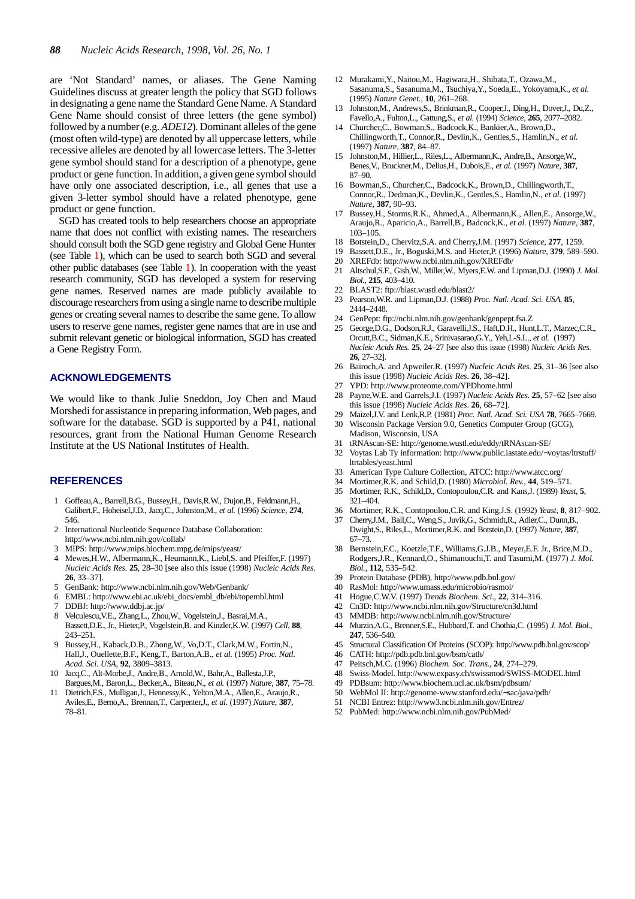are 'Not Standard' names, or aliases. The Gene Naming Guidelines discuss at greater length the policy that SGD follows in designating a gene name the Standard Gene Name. A Standard Gene Name should consist of three letters (the gene symbol) followed by a number (e.g. *ADE12*). Dominant alleles of the gene (most often wild-type) are denoted by all uppercase letters, while recessive alleles are denoted by all lowercase letters. The 3-letter gene symbol should stand for a description of a phenotype, gene product or gene function. In addition, a given gene symbol should have only one associated description, i.e., all genes that use a given 3-letter symbol should have a related phenotype, gene product or gene function.

SGD has created tools to help researchers choose an appropriate name that does not conflict with existing names. The researchers should consult both the SGD gene registry and Global Gene Hunter (see Table 1), which can be used to search both SGD and several other public databases (see Table 1). In cooperation with the yeast research community, SGD has developed a system for reserving gene names. Reserved names are made publicly available to discourage researchers from using a single name to describe multiple genes or creating several names to describe the same gene. To allow users to reserve gene names, register gene names that are in use and submit relevant genetic or biological information, SGD has created a Gene Registry Form.

## ACKNOWLEDGEMENTS

We would like to thank Julie Sneddon, Joy Chen and Maud Morshedi for assistance in preparing information, Web pages, and software for the database. SGD is supported by a P41, national resources, grant from the National Human Genome Research Institute at the US National Institutes of Health.

## REFERENCES

1. Goffeau,A., Barrell,B.G., Bussey,H., Davis,R.W., Dujon,B., Feldmann,H., Galibert,F., Hoheisel,J.D., Jacq,C., Johnston,M., *et al.* (1996) *Science*, **274**, 546.
2. International Nucleotide Sequence Database Collaboration: http://www.ncbi.nlm.nih.gov/collab/
3. MIPS: http://www.mips.biochem.mpg.de/mips/yeast/
4. Mewes,H.W., Albermann,K., Heumann,K., Liebl,S. and Pfeiffer,F. (1997) *Nucleic Acids Res*. **25**, 28–30 [see also this issue (1998) *Nucleic Acids Res*. **26**, 33–37].
5. GenBank: http://www.ncbi.nlm.nih.gov/Web/Genbank/
6. EMBL: http://www.ebi.ac.uk/ebi_docs/embl_db/ebi/topembl.html
7. DDBJ: http://www.ddbj.ac.jp/
8. Velculescu,V.E., Zhang,L., Zhou,W., Vogelstein,J., Basrai,M.A., Bassett,D.E., Jr., Hieter,P., Vogelstein,B. and Kinzler,K.W. (1997) *Cell*, **88**, 243–251.
9. Bussey,H., Kaback,D.B., Zhong,W., Vo,D.T., Clark,M.W., Fortin,N., Hall,J., Ouellette,B.F., Keng,T., Barton,A.B., *et al.* (1995) *Proc. Natl. Acad. Sci. USA*, **92**, 3809–3813.
10. Jacq,C., Alt-Morbe,J., Andre,B., Arnold,W., Bahr,A., Ballesta,J.P., Bargues,M., Baron,L., Becker,A., Biteau,N., *et al.* (1997) *Nature*, **387**, 75–78.
11. Dietrich,F.S., Mulligan,J., Hennessy,K., Yelton,M.A., Allen,E., Araujo,R., Aviles,E., Berno,A., Brennan,T., Carpenter,J., *et al.* (1997) *Nature*, **387**, 78–81.
12. Murakami,Y., Naitou,M., Hagiwara,H., Shibata,T., Ozawa,M., Sasanuma,S., Sasanuma,M., Tsuchiya,Y., Soeda,E., Yokoyama,K., *et al.* (1995) *Nature Genet.*, **10**, 261–268.
13. Johnston,M., Andrews,S., Brinkman,R., Cooper,J., Ding,H., Dover,J., Du,Z., Favello,A., Fulton,L., Gattung,S., *et al.* (1994) *Science*, **265**, 2077–2082.
14. Churcher,C., Bowman,S., Badcock,K., Bankier,A., Brown,D., Chillingworth,T., Connor,R., Devlin,K., Gentles,S., Hamlin,N., *et al.* (1997) *Nature*, **387**, 84–87.
15. Johnston,M., Hillier,L., Riles,L., Albermann,K., Andre,B., Ansorge,W., Benes,V., Bruckner,M., Delius,H., Dubois,E., *et al.* (1997) *Nature*, **387**, 87–90.
16. Bowman,S., Churcher,C., Badcock,K., Brown,D., Chillingworth,T., Connor,R., Dedman,K., Devlin,K., Gentles,S., Hamlin,N., *et al.* (1997) *Nature*, **387**, 90–93.
17. Bussey,H., Storms,R.K., Ahmed,A., Albermann,K., Allen,E., Ansorge,W., Araujo,R., Aparicio,A., Barrell,B., Badcock,K., *et al.* (1997) *Nature*, **387**, 103–105.
18. Botstein,D., Chervitz,S.A. and Cherry,J.M. (1997) *Science*, **277**, 1259.
19. Bassett,D.E., Jr., Boguski,M.S. and Hieter,P. (1996) *Nature*, **379**, 589–590.
20. XREFdb: http://www.ncbi.nlm.nih.gov/XREFdb/
21. Altschul,S.F., Gish,W., Miller,W., Myers,E.W. and Lipman,D.J. (1990) *J. Mol. Biol.*, **215**, 403–410.
22. BLAST2: ftp://blast.wustl.edu/blast2/
23. Pearson,W.R. and Lipman,D.J. (1988) *Proc. Natl. Acad. Sci. USA*, **85**, 2444–2448.
24. GenPept: ftp://ncbi.nlm.nih.gov/genbank/genpept.fsa.Z
25. George,D.G., Dodson,R.J., Garavelli,J.S., Haft,D.H., Hunt,L.T., Marzec,C.R., Orcutt,B.C., Sidman,K.E., Srinivasarao,G.Y., Yeh,L-S.L., *et al.* (1997) *Nucleic Acids Res.* **25**, 24–27 [see also this issue (1998) *Nucleic Acids Res.* **26**, 27–32].
26. Bairoch,A. and Apweiler,R. (1997) *Nucleic Acids Res*. **25**, 31–36 [see also this issue (1998) *Nucleic Acids Res*. **26**, 38–42].
27. YPD: http://www.proteome.com/YPDhome.html
28. Payne,W.E. and Garrels,J.I. (1997) *Nucleic Acids Res.* **25**, 57–62 [see also this issue (1998) *Nucleic Acids Res*. **26**, 68–72].
29. Maizel,J.V. and Lenk,R.P. (1981) *Proc. Natl. Acad. Sci. USA* **78**, 7665–7669.
30. Wisconsin Package Version 9.0, Genetics Computer Group (GCG), Madison, Wisconsin, USA
31. tRNAscan-SE: http://genome.wustl.edu/eddy/tRNAscan-SE/
32. Voytas Lab Ty information: http://www.public.iastate.edu/~voytas/ltrstuff/ltrtables/yeast.html
33. American Type Culture Collection, ATCC: http://www.atcc.org/
34. Mortimer,R.K. and Schild,D. (1980) *Microbiol. Rev.*, **44**, 519–571.
35. Mortimer, R.K., Schild,D., Contopoulou,C.R. and Kans,J. (1989) *Yeast*, **5**, 321–404.
36. Mortimer, R.K., Contopoulou,C.R. and King,J.S. (1992) *Yeast*, **8**, 817–902.
37. Cherry,J.M., Ball,C., Weng,S., Juvik,G., Schmidt,R., Adler,C., Dunn,B., Dwight,S., Riles,L., Mortimer,R.K. and Botstein,D. (1997) *Nature*, **387**, 67–73.
38. Bernstein,F.C., Koetzle,T.F., Williams,G.J.B., Meyer,E.F. Jr., Brice,M.D., Rodgers,J.R., Kennard,O., Shimanouchi,T. and Tasumi,M. (1977) *J. Mol. Biol.*, **112**, 535–542.
39. Protein Database (PDB), http://www.pdb.bnl.gov/
40. RasMol: http://www.umass.edu/microbio/rasmol/
41. Hogue,C.W.V. (1997) *Trends Biochem. Sci*., **22**, 314–316.
42. Cn3D: http://www.ncbi.nlm.nih.gov/Structure/cn3d.html
43. MMDB: http://www.ncbi.nlm.nih.gov/Structure/
44. Murzin,A.G., Brenner,S.E., Hubbard,T. and Chothia,C. (1995) *J. Mol. Biol.*, **247**, 536–540.
45. Structural Classification Of Proteins (SCOP): http://www.pdb.bnl.gov/scop/
46. CATH: http://pdb.pdb.bnl.gov/bsm/cath/
47. Peitsch,M.C. (1996) *Biochem. Soc. Trans.*, **24**, 274–279.
48. Swiss-Model. http://www.expasy.ch/swissmod/SWISS-MODEL.html
49. PDBsum: http://www.biochem.ucl.ac.uk/bsm/pdbsum/
50. WebMol II: http://genome-www.stanford.edu/~sac/java/pdb/
51. NCBI Entrez: http://www3.ncbi.nlm.nih.gov/Entrez/
52. PubMed: http://www.ncbi.nlm.nih.gov/PubMed/